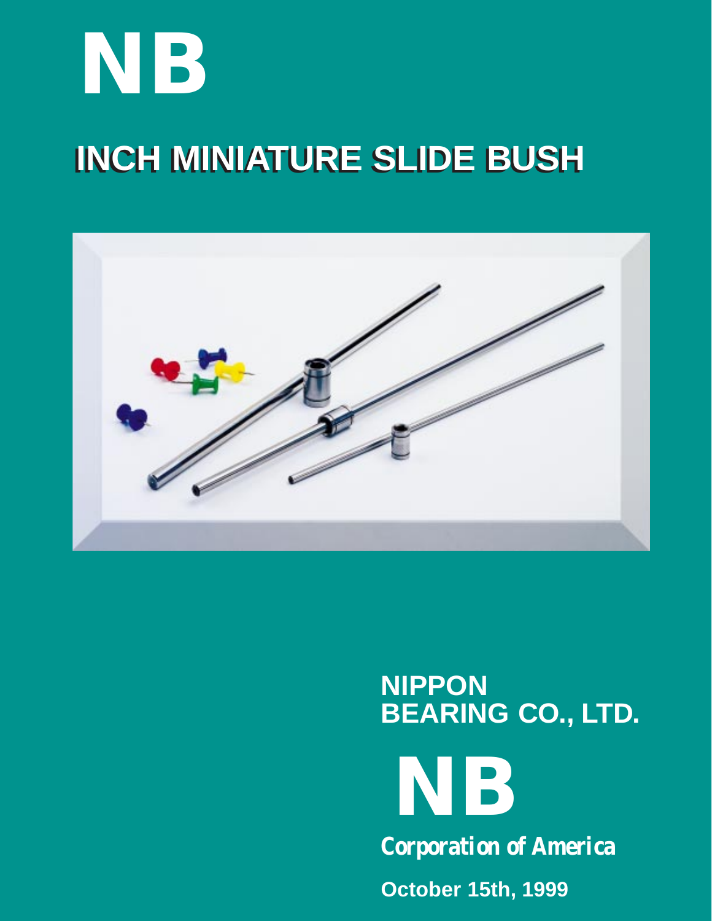# NB

## INCH MINIATURE SLIDE BUSH

**NIPPON**
**BEARING CO., LTD.**

**NB**

***Corporation of America***

**October 15th, 1999**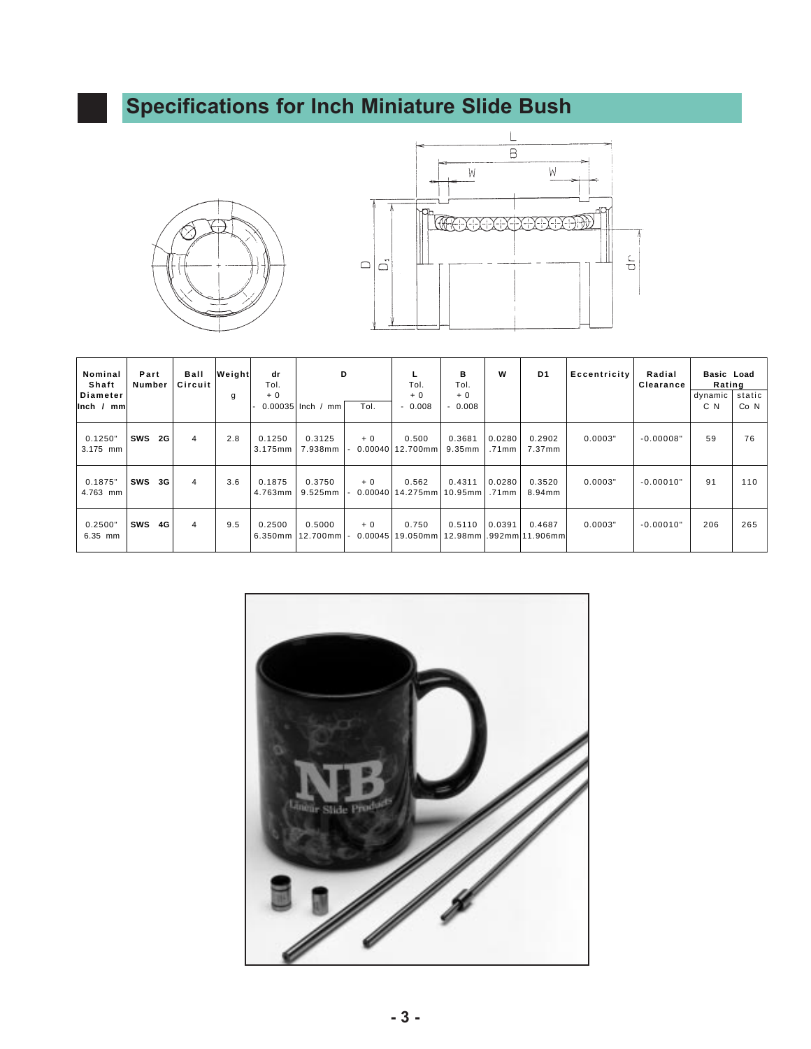# Specifications for Inch Miniature Slide Bush

| Nominal Shaft Diameter Inch / mm | Part Number | Ball Circuit | Weight g | dr Tol. +0 -0.00035 | D Inch / mm | D Tol. | L Tol. +0 -0.008 | B Tol. +0 -0.008 | W | D1 | Eccentricity | Radial Clearance | Basic Load Rating dynamic C N | Basic Load Rating static Co N |
|---|---|---|---|---|---|---|---|---|---|---|---|---|---|---|
| 0.1250" 3.175 mm | SWS 2G | 4 | 2.8 | 0.1250 3.175mm | 0.3125 7.938mm | +0 -0.00040 | 0.500 12.700mm | 0.3681 9.35mm | 0.0280 .71mm | 0.2902 7.37mm | 0.0003" | -0.00008" | 59 | 76 |
| 0.1875" 4.763 mm | SWS 3G | 4 | 3.6 | 0.1875 4.763mm | 0.3750 9.525mm | +0 -0.00040 | 0.562 14.275mm | 0.4311 10.95mm | 0.0280 .71mm | 0.3520 8.94mm | 0.0003" | -0.00010" | 91 | 110 |
| 0.2500" 6.35 mm | SWS 4G | 4 | 9.5 | 0.2500 6.350mm | 0.5000 12.700mm | +0 -0.00045 | 0.750 19.050mm | 0.5110 12.98mm | 0.0391 .992mm | 0.4687 11.906mm | 0.0003" | -0.00010" | 206 | 265 |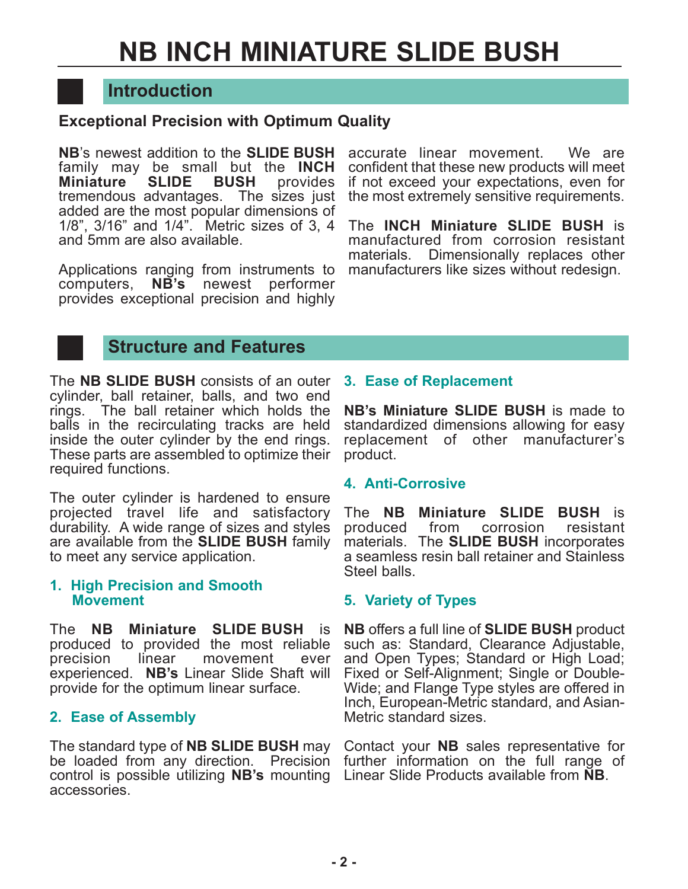# NB INCH MINIATURE SLIDE BUSH

## Introduction

### Exceptional Precision with Optimum Quality

**NB**'s newest addition to the **SLIDE BUSH** family may be small but the **INCH Miniature SLIDE BUSH** provides tremendous advantages. The sizes just added are the most popular dimensions of 1/8", 3/16" and 1/4". Metric sizes of 3, 4 and 5mm are also available.

Applications ranging from instruments to computers, **NB's** newest performer provides exceptional precision and highly accurate linear movement. We are confident that these new products will meet if not exceed your expectations, even for the most extremely sensitive requirements.

The **INCH Miniature SLIDE BUSH** is manufactured from corrosion resistant materials. Dimensionally replaces other manufacturers like sizes without redesign.

## Structure and Features

The **NB SLIDE BUSH** consists of an outer cylinder, ball retainer, balls, and two end rings. The ball retainer which holds the balls in the recirculating tracks are held inside the outer cylinder by the end rings. These parts are assembled to optimize their required functions.

The outer cylinder is hardened to ensure projected travel life and satisfactory durability. A wide range of sizes and styles are available from the **SLIDE BUSH** family to meet any service application.

### 1. High Precision and Smooth Movement

The **NB Miniature SLIDE BUSH** is produced to provided the most reliable precision linear movement ever experienced. **NB's** Linear Slide Shaft will provide for the optimum linear surface.

### 2. Ease of Assembly

The standard type of **NB SLIDE BUSH** may be loaded from any direction. Precision control is possible utilizing **NB's** mounting accessories.

### 3. Ease of Replacement

**NB's Miniature SLIDE BUSH** is made to standardized dimensions allowing for easy replacement of other manufacturer's product.

### 4. Anti-Corrosive

The **NB Miniature SLIDE BUSH** is produced from corrosion resistant materials. The **SLIDE BUSH** incorporates a seamless resin ball retainer and Stainless Steel balls.

### 5. Variety of Types

**NB** offers a full line of **SLIDE BUSH** product such as: Standard, Clearance Adjustable, and Open Types; Standard or High Load; Fixed or Self-Alignment; Single or Double-Wide; and Flange Type styles are offered in Inch, European-Metric standard, and Asian-Metric standard sizes.

Contact your **NB** sales representative for further information on the full range of Linear Slide Products available from **NB**.